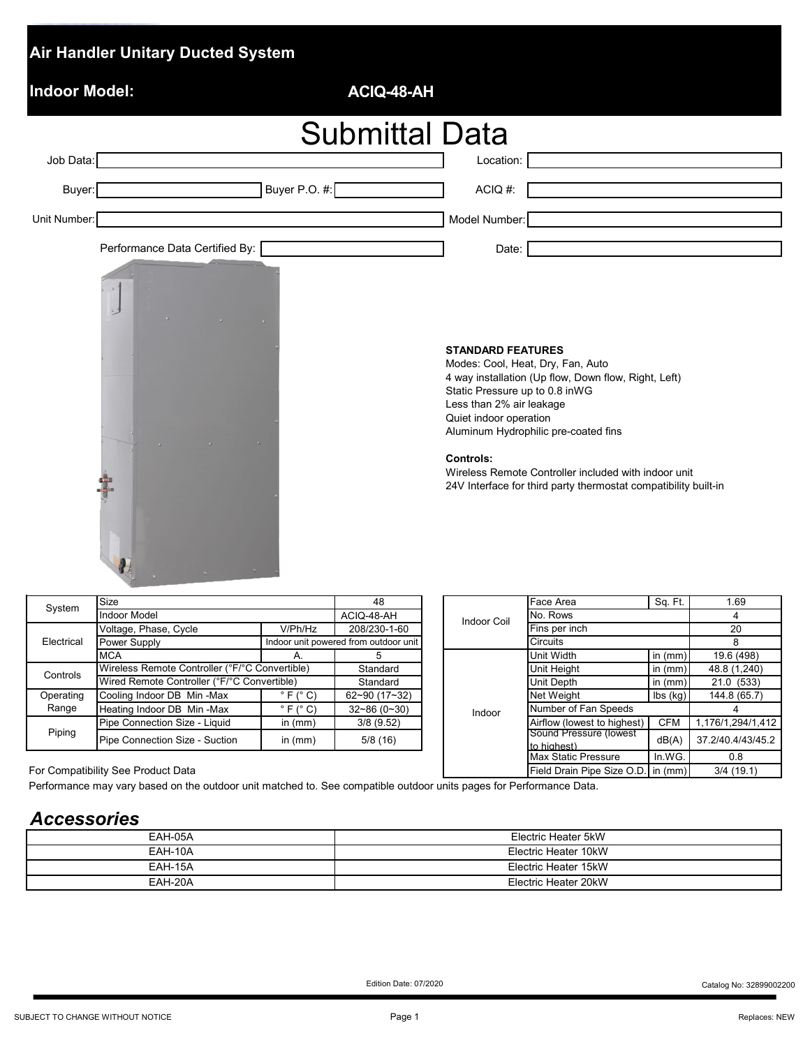# Air Handler Unitary Ducted System

**Indoor Model:** **ACIQ-48-AH**

## Submittal Data

| | | | |
|---|---|---|---|
| Job Data: | | Location: | |
| Buyer: | Buyer P.O. #: | ACIQ #: | |
| Unit Number: | | Model Number: | |
| Performance Data Certified By: | | Date: | |

**STANDARD FEATURES**

Modes: Cool, Heat, Dry, Fan, Auto
4 way installation (Up flow, Down flow, Right, Left)
Static Pressure up to 0.8 inWG
Less than 2% air leakage
Quiet indoor operation
Aluminum Hydrophilic pre-coated fins

**Controls:**

Wireless Remote Controller included with indoor unit
24V Interface for third party thermostat compatibility built-in

| | | | |
|---|---|---|---|
| System | Size | | 48 |
| | Indoor Model | | ACIQ-48-AH |
| Electrical | Voltage, Phase, Cycle | V/Ph/Hz | 208/230-1-60 |
| | Power Supply | Indoor unit powered from outdoor unit | |
| | MCA | A. | 5 |
| Controls | Wireless Remote Controller (°F/°C Convertible) | | Standard |
| | Wired Remote Controller (°F/°C Convertible) | | Standard |
| Operating Range | Cooling Indoor DB Min -Max | ° F (° C) | 62~90 (17~32) |
| | Heating Indoor DB Min -Max | ° F (° C) | 32~86 (0~30) |
| Piping | Pipe Connection Size - Liquid | in (mm) | 3/8 (9.52) |
| | Pipe Connection Size - Suction | in (mm) | 5/8 (16) |

| | | | |
|---|---|---|---|
| Indoor Coil | Face Area | Sq. Ft. | 1.69 |
| | No. Rows | | 4 |
| | Fins per inch | | 20 |
| | Circuits | | 8 |
| Indoor | Unit Width | in (mm) | 19.6 (498) |
| | Unit Height | in (mm) | 48.8 (1,240) |
| | Unit Depth | in (mm) | 21.0 (533) |
| | Net Weight | lbs (kg) | 144.8 (65.7) |
| | Number of Fan Speeds | | 4 |
| | Airflow (lowest to highest) | CFM | 1,176/1,294/1,412 |
| | Sound Pressure (lowest to highest) | dB(A) | 37.2/40.4/43/45.2 |
| | Max Static Pressure | In.WG. | 0.8 |
| | Field Drain Pipe Size O.D. | in (mm) | 3/4 (19.1) |

For Compatibility See Product Data

Performance may vary based on the outdoor unit matched to. See compatible outdoor units pages for Performance Data.

## *Accessories*

| | |
|---|---|
| EAH-05A | Electric Heater 5kW |
| EAH-10A | Electric Heater 10kW |
| EAH-15A | Electric Heater 15kW |
| EAH-20A | Electric Heater 20kW |

Edition Date: 07/2020

Catalog No: 32899002200

SUBJECT TO CHANGE WITHOUT NOTICE

Replaces: NEW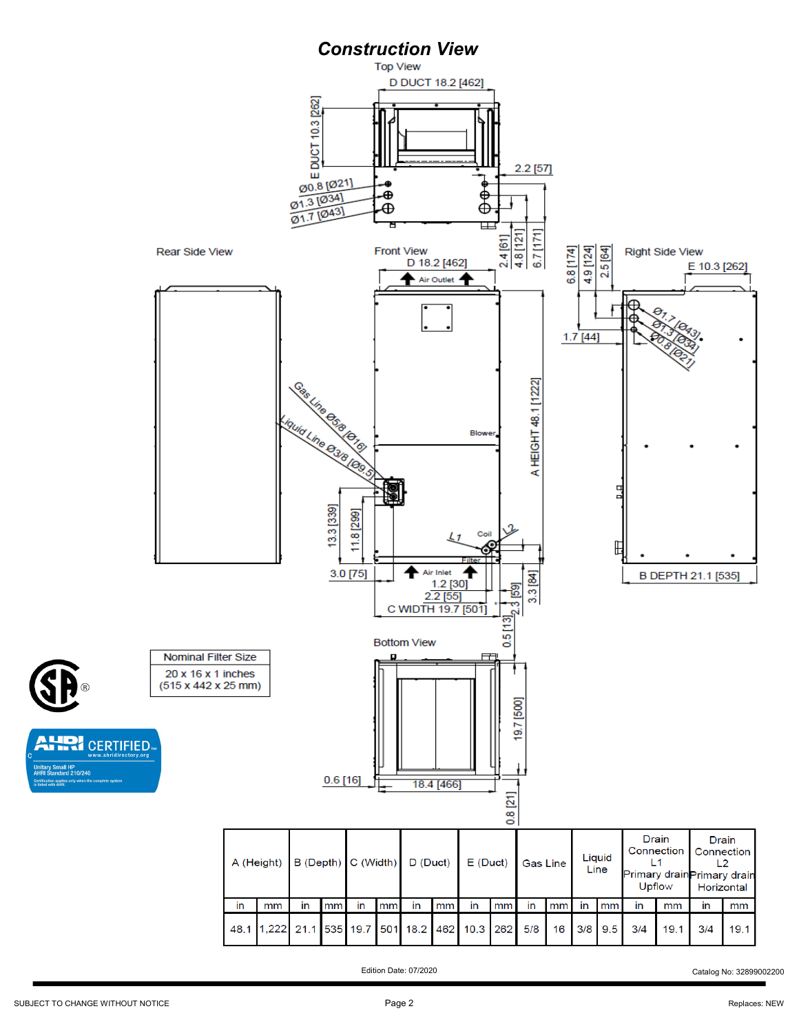# *Construction View*

Top View

D DUCT 18.2 [462]

E DUCT 10.3 [262]

Ø0.8 [Ø21]
Ø1.3 [Ø34]
Ø1.7 [Ø43]

2.2 [57]
2.4 [61]
4.8 [121]
6.7 [171]

Rear Side View

Front View

D 18.2 [462]

Air Outlet

Gas Line Ø5/8 [Ø16]
Liquid Line Ø3/8 [Ø9.5]

Blower

A HEIGHT 48.1 [1222]

13.3 [339]
11.8 [299]

L1
Coil
L2
Filter

3.0 [75]

Air Inlet

1.2 [30]
2.2 [55]
C WIDTH 19.7 [501]
2.3 [59]
3.3 [84]
0.5 [13]

Right Side View

6.8 [174]
4.9 [124]
2.5 [64]

E 10.3 [262]

1.7 [44]

Ø1.7 [Ø43]
Ø1.3 [Ø34]
Ø0.8 [Ø21]

B DEPTH 21.1 [535]

Bottom View

19.7 [500]
0.6 [16]
18.4 [466]
0.8 [21]

| Nominal Filter Size |
|---|
| 20 x 16 x 1 inches (515 x 442 x 25 mm) |

AHRI CERTIFIED™ www.ahridirectory.org
Unitary Small HP AHRI Standard 210/240
Certification applies only when the complete system is listed with AHRI.

| A (Height) | | B (Depth) | | C (Width) | | D (Duct) | | E (Duct) | | Gas Line | | Liquid Line | | Drain Connection L1 Primary drain Upflow | | Drain Connection L2 Primary drain Horizontal | |
|---|---|---|---|---|---|---|---|---|---|---|---|---|---|---|---|---|---|
| in | mm | in | mm | in | mm | in | mm | in | mm | in | mm | in | mm | in | mm | in | mm |
| 48.1 | 1,222 | 21.1 | 535 | 19.7 | 501 | 18.2 | 462 | 10.3 | 262 | 5/8 | 16 | 3/8 | 9.5 | 3/4 | 19.1 | 3/4 | 19.1 |

Edition Date: 07/2020

Catalog No: 32899002200

SUBJECT TO CHANGE WITHOUT NOTICE

Replaces: NEW